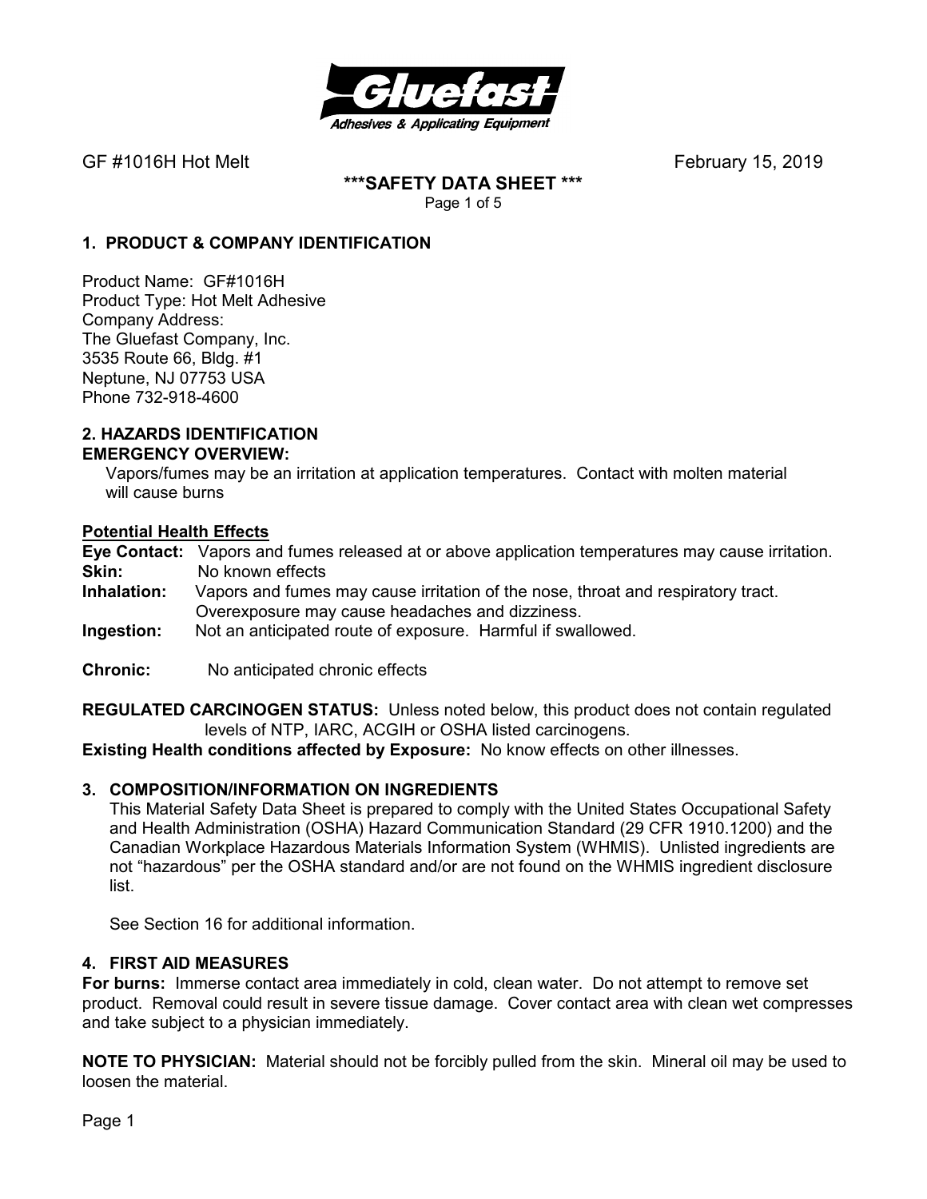Gluefast
Adhesives & Applicating Equipment

GF #1016H Hot Melt February 15, 2019

**\*\*\*SAFETY DATA SHEET \*\*\***

## 1. PRODUCT & COMPANY IDENTIFICATION

Product Name: GF#1016H
Product Type: Hot Melt Adhesive
Company Address:
The Gluefast Company, Inc.
3535 Route 66, Bldg. #1
Neptune, NJ 07753 USA
Phone 732-918-4600

## 2. HAZARDS IDENTIFICATION

**EMERGENCY OVERVIEW:**

Vapors/fumes may be an irritation at application temperatures. Contact with molten material will cause burns

**Potential Health Effects**

**Eye Contact:** Vapors and fumes released at or above application temperatures may cause irritation.
**Skin:** No known effects
**Inhalation:** Vapors and fumes may cause irritation of the nose, throat and respiratory tract. Overexposure may cause headaches and dizziness.
**Ingestion:** Not an anticipated route of exposure. Harmful if swallowed.

**Chronic:** No anticipated chronic effects

**REGULATED CARCINOGEN STATUS:** Unless noted below, this product does not contain regulated levels of NTP, IARC, ACGIH or OSHA listed carcinogens.
**Existing Health conditions affected by Exposure:** No know effects on other illnesses.

## 3. COMPOSITION/INFORMATION ON INGREDIENTS

This Material Safety Data Sheet is prepared to comply with the United States Occupational Safety and Health Administration (OSHA) Hazard Communication Standard (29 CFR 1910.1200) and the Canadian Workplace Hazardous Materials Information System (WHMIS). Unlisted ingredients are not "hazardous" per the OSHA standard and/or are not found on the WHMIS ingredient disclosure list.

See Section 16 for additional information.

## 4. FIRST AID MEASURES

**For burns:** Immerse contact area immediately in cold, clean water. Do not attempt to remove set product. Removal could result in severe tissue damage. Cover contact area with clean wet compresses and take subject to a physician immediately.

**NOTE TO PHYSICIAN:** Material should not be forcibly pulled from the skin. Mineral oil may be used to loosen the material.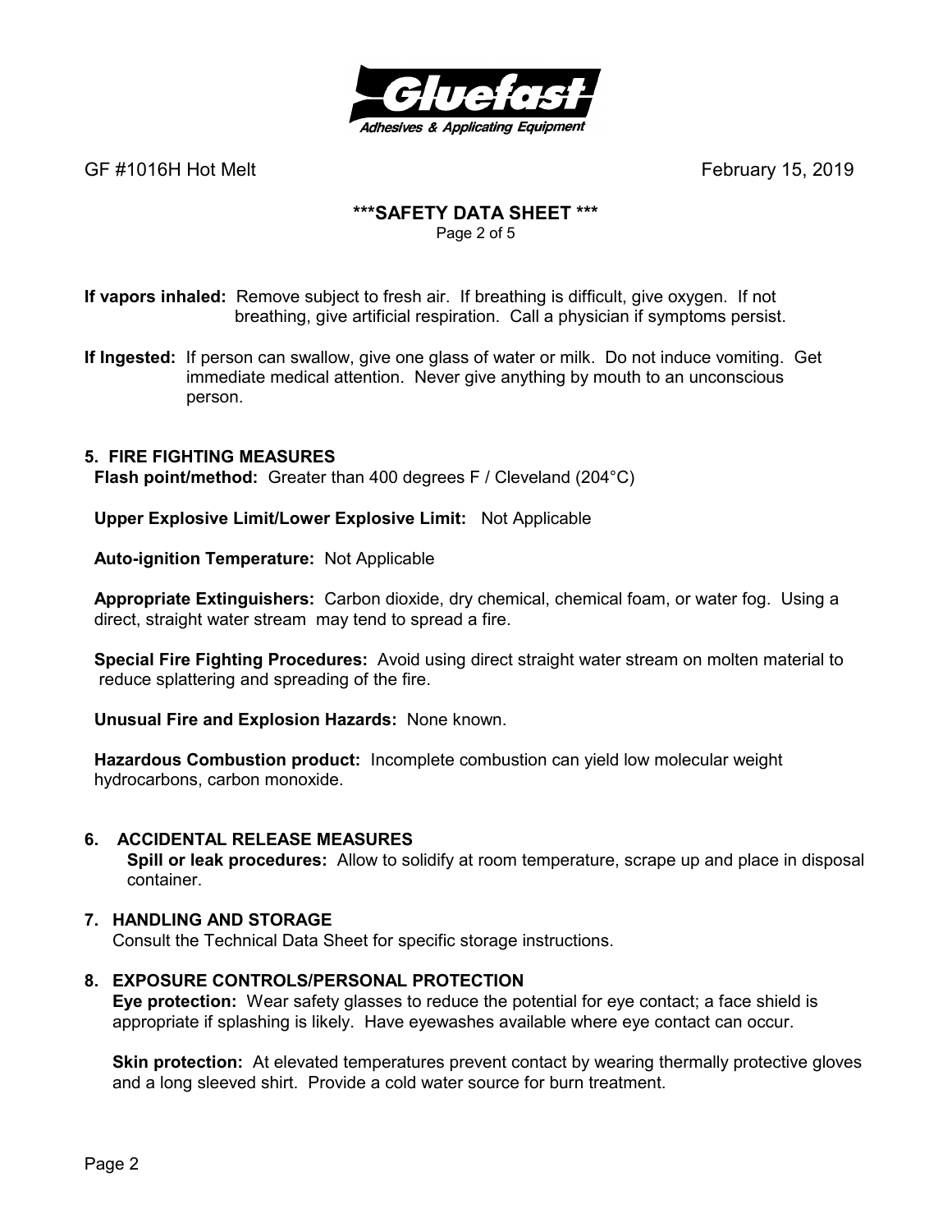**If vapors inhaled:** Remove subject to fresh air. If breathing is difficult, give oxygen. If not breathing, give artificial respiration. Call a physician if symptoms persist.

**If Ingested:** If person can swallow, give one glass of water or milk. Do not induce vomiting. Get immediate medical attention. Never give anything by mouth to an unconscious person.

## 5. FIRE FIGHTING MEASURES

**Flash point/method:** Greater than 400 degrees F / Cleveland (204°C)

**Upper Explosive Limit/Lower Explosive Limit:** Not Applicable

**Auto-ignition Temperature:** Not Applicable

**Appropriate Extinguishers:** Carbon dioxide, dry chemical, chemical foam, or water fog. Using a direct, straight water stream may tend to spread a fire.

**Special Fire Fighting Procedures:** Avoid using direct straight water stream on molten material to reduce splattering and spreading of the fire.

**Unusual Fire and Explosion Hazards:** None known.

**Hazardous Combustion product:** Incomplete combustion can yield low molecular weight hydrocarbons, carbon monoxide.

## 6. ACCIDENTAL RELEASE MEASURES

**Spill or leak procedures:** Allow to solidify at room temperature, scrape up and place in disposal container.

## 7. HANDLING AND STORAGE

Consult the Technical Data Sheet for specific storage instructions.

## 8. EXPOSURE CONTROLS/PERSONAL PROTECTION

**Eye protection:** Wear safety glasses to reduce the potential for eye contact; a face shield is appropriate if splashing is likely. Have eyewashes available where eye contact can occur.

**Skin protection:** At elevated temperatures prevent contact by wearing thermally protective gloves and a long sleeved shirt. Provide a cold water source for burn treatment.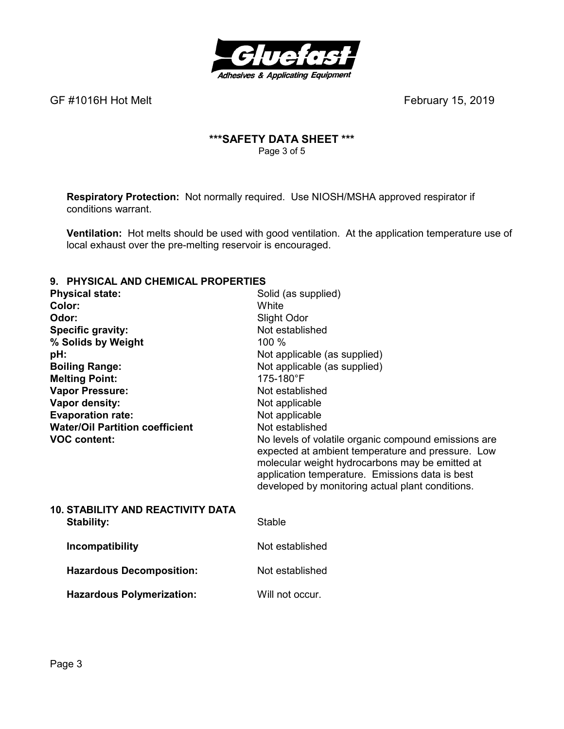**Respiratory Protection:** Not normally required. Use NIOSH/MSHA approved respirator if conditions warrant.

**Ventilation:** Hot melts should be used with good ventilation. At the application temperature use of local exhaust over the pre-melting reservoir is encouraged.

## 9. PHYSICAL AND CHEMICAL PROPERTIES

| | |
|---|---|
| **Physical state:** | Solid (as supplied) |
| **Color:** | White |
| **Odor:** | Slight Odor |
| **Specific gravity:** | Not established |
| **% Solids by Weight** | 100 % |
| **pH:** | Not applicable (as supplied) |
| **Boiling Range:** | Not applicable (as supplied) |
| **Melting Point:** | 175-180°F |
| **Vapor Pressure:** | Not established |
| **Vapor density:** | Not applicable |
| **Evaporation rate:** | Not applicable |
| **Water/Oil Partition coefficient** | Not established |
| **VOC content:** | No levels of volatile organic compound emissions are expected at ambient temperature and pressure. Low molecular weight hydrocarbons may be emitted at application temperature. Emissions data is best developed by monitoring actual plant conditions. |

## 10. STABILITY AND REACTIVITY DATA

| | |
|---|---|
| **Stability:** | Stable |
| **Incompatibility** | Not established |
| **Hazardous Decomposition:** | Not established |
| **Hazardous Polymerization:** | Will not occur. |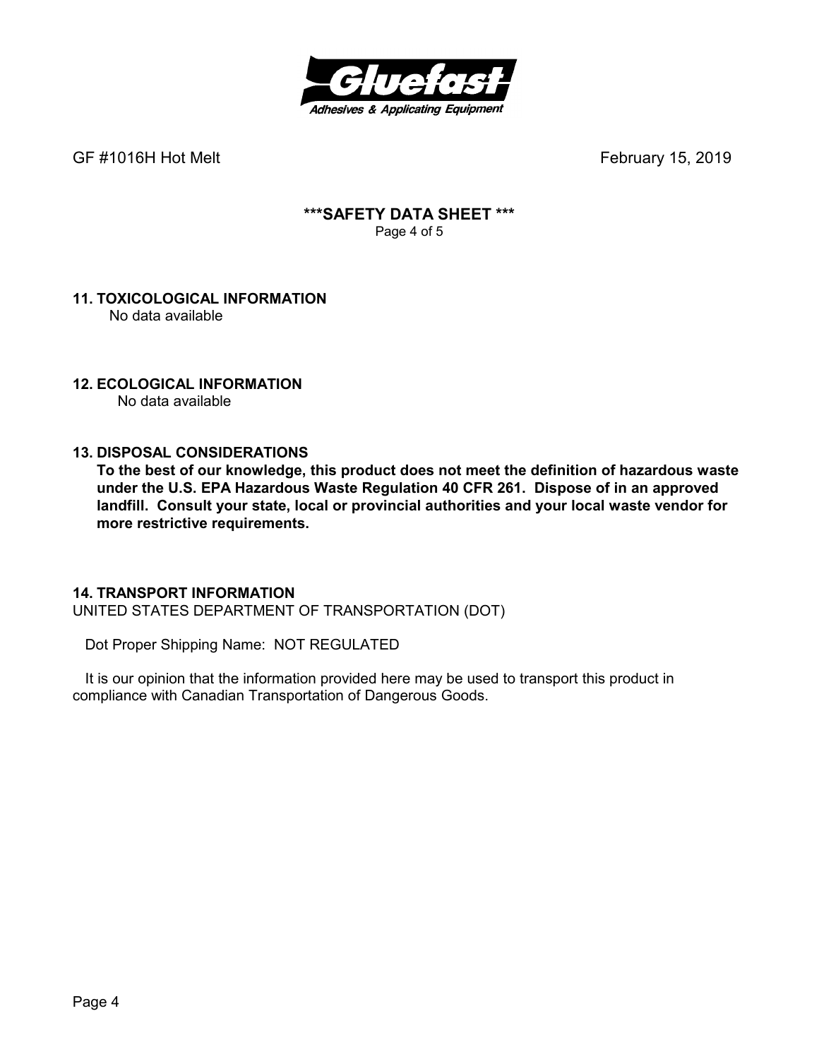GF #1016H Hot Melt February 15, 2019

# \*\*\*SAFETY DATA SHEET \*\*\*

## 11. TOXICOLOGICAL INFORMATION

No data available

## 12. ECOLOGICAL INFORMATION

No data available

## 13. DISPOSAL CONSIDERATIONS

**To the best of our knowledge, this product does not meet the definition of hazardous waste under the U.S. EPA Hazardous Waste Regulation 40 CFR 261. Dispose of in an approved landfill. Consult your state, local or provincial authorities and your local waste vendor for more restrictive requirements.**

## 14. TRANSPORT INFORMATION

UNITED STATES DEPARTMENT OF TRANSPORTATION (DOT)

Dot Proper Shipping Name: NOT REGULATED

It is our opinion that the information provided here may be used to transport this product in compliance with Canadian Transportation of Dangerous Goods.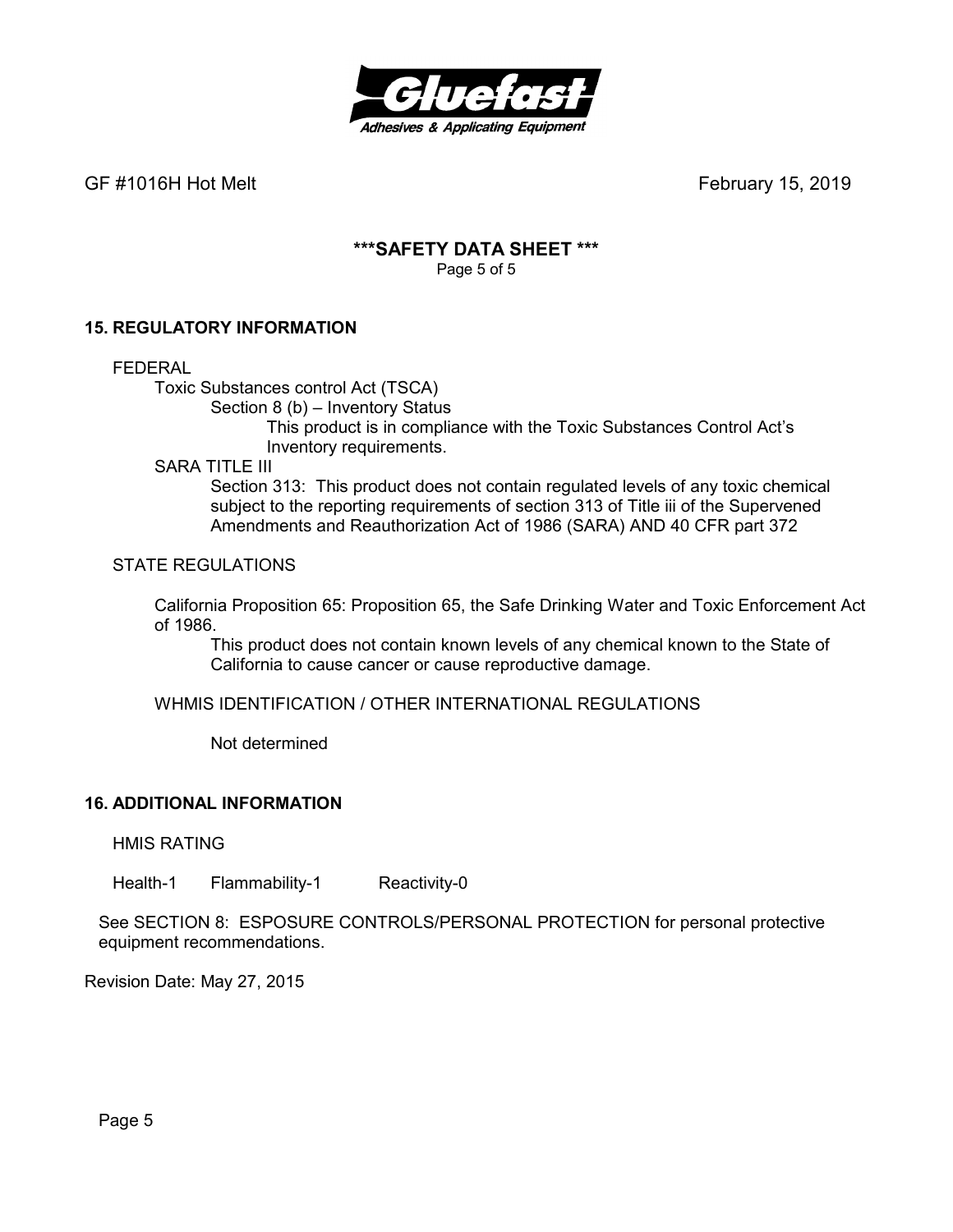**\*\*\*SAFETY DATA SHEET \*\*\***

## 15. REGULATORY INFORMATION

FEDERAL

Toxic Substances control Act (TSCA)

Section 8 (b) – Inventory Status

This product is in compliance with the Toxic Substances Control Act's Inventory requirements.

SARA TITLE III

Section 313: This product does not contain regulated levels of any toxic chemical subject to the reporting requirements of section 313 of Title iii of the Supervened Amendments and Reauthorization Act of 1986 (SARA) AND 40 CFR part 372

STATE REGULATIONS

California Proposition 65: Proposition 65, the Safe Drinking Water and Toxic Enforcement Act of 1986.

This product does not contain known levels of any chemical known to the State of California to cause cancer or cause reproductive damage.

WHMIS IDENTIFICATION / OTHER INTERNATIONAL REGULATIONS

Not determined

## 16. ADDITIONAL INFORMATION

HMIS RATING

Health-1 Flammability-1 Reactivity-0

See SECTION 8: ESPOSURE CONTROLS/PERSONAL PROTECTION for personal protective equipment recommendations.

Revision Date: May 27, 2015